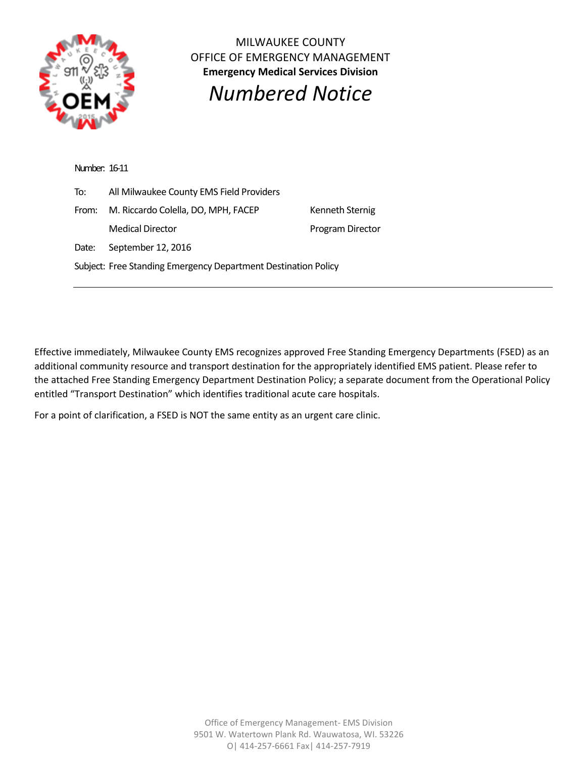MILWAUKEE COUNTY
OFFICE OF EMERGENCY MANAGEMENT
**Emergency Medical Services Division**

# *Numbered Notice*

Number: 16-11

| | | |
|---|---|---|
| To: | All Milwaukee County EMS Field Providers | |
| From: | M. Riccardo Colella, DO, MPH, FACEP | Kenneth Sternig |
| | Medical Director | Program Director |
| Date: | September 12, 2016 | |

Subject: Free Standing Emergency Department Destination Policy

---

Effective immediately, Milwaukee County EMS recognizes approved Free Standing Emergency Departments (FSED) as an additional community resource and transport destination for the appropriately identified EMS patient. Please refer to the attached Free Standing Emergency Department Destination Policy; a separate document from the Operational Policy entitled "Transport Destination" which identifies traditional acute care hospitals.

For a point of clarification, a FSED is NOT the same entity as an urgent care clinic.

Office of Emergency Management- EMS Division
9501 W. Watertown Plank Rd. Wauwatosa, WI. 53226
O| 414-257-6661 Fax| 414-257-7919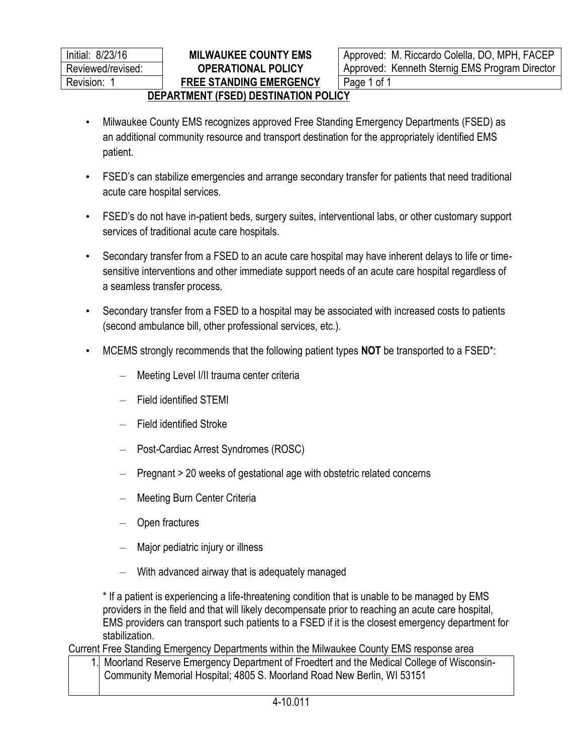| | | |
|---|---|---|
| Initial: 8/23/16 | **MILWAUKEE COUNTY EMS** | Approved: M. Riccardo Colella, DO, MPH, FACEP |
| Reviewed/revised: | **OPERATIONAL POLICY** | Approved: Kenneth Sternig EMS Program Director |
| Revision: 1 | **FREE STANDING EMERGENCY** | |

# FREE STANDING EMERGENCY DEPARTMENT (FSED) DESTINATION POLICY

- Milwaukee County EMS recognizes approved Free Standing Emergency Departments (FSED) as an additional community resource and transport destination for the appropriately identified EMS patient.
- FSED's can stabilize emergencies and arrange secondary transfer for patients that need traditional acute care hospital services.
- FSED's do not have in-patient beds, surgery suites, interventional labs, or other customary support services of traditional acute care hospitals.
- Secondary transfer from a FSED to an acute care hospital may have inherent delays to life or time-sensitive interventions and other immediate support needs of an acute care hospital regardless of a seamless transfer process.
- Secondary transfer from a FSED to a hospital may be associated with increased costs to patients (second ambulance bill, other professional services, etc.).
- MCEMS strongly recommends that the following patient types **NOT** be transported to a FSED*:
  - Meeting Level I/II trauma center criteria
  - Field identified STEMI
  - Field identified Stroke
  - Post-Cardiac Arrest Syndromes (ROSC)
  - Pregnant > 20 weeks of gestational age with obstetric related concerns
  - Meeting Burn Center Criteria
  - Open fractures
  - Major pediatric injury or illness
  - With advanced airway that is adequately managed

  * If a patient is experiencing a life-threatening condition that is unable to be managed by EMS providers in the field and that will likely decompensate prior to reaching an acute care hospital, EMS providers can transport such patients to a FSED if it is the closest emergency department for stabilization.

Current Free Standing Emergency Departments within the Milwaukee County EMS response area

| | |
|---|---|
| 1. | Moorland Reserve Emergency Department of Froedtert and the Medical College of Wisconsin-Community Memorial Hospital; 4805 S. Moorland Road New Berlin, WI 53151 |

4-10.011